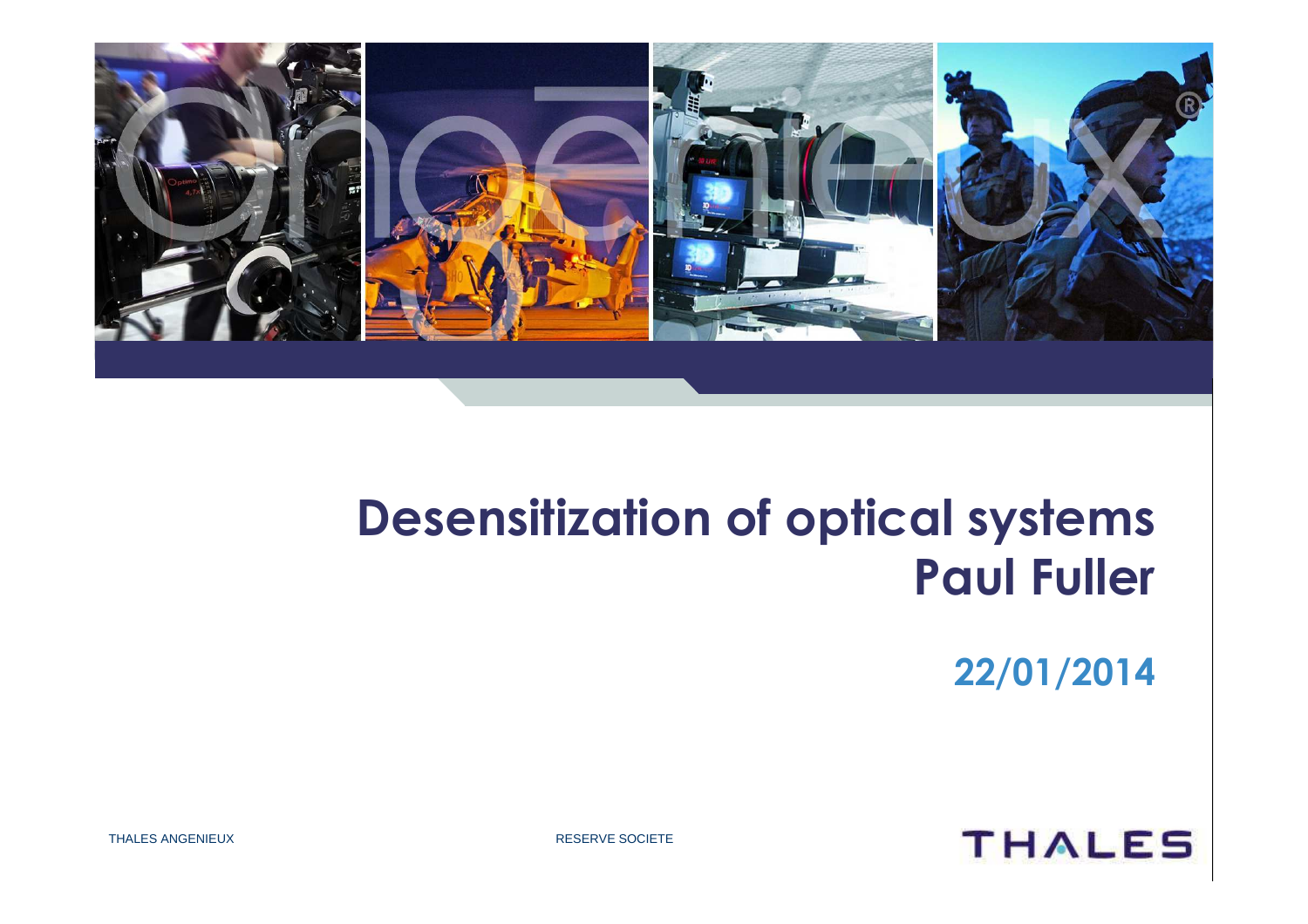# Desensitization of optical systems

## Paul Fuller

**22/01/2014**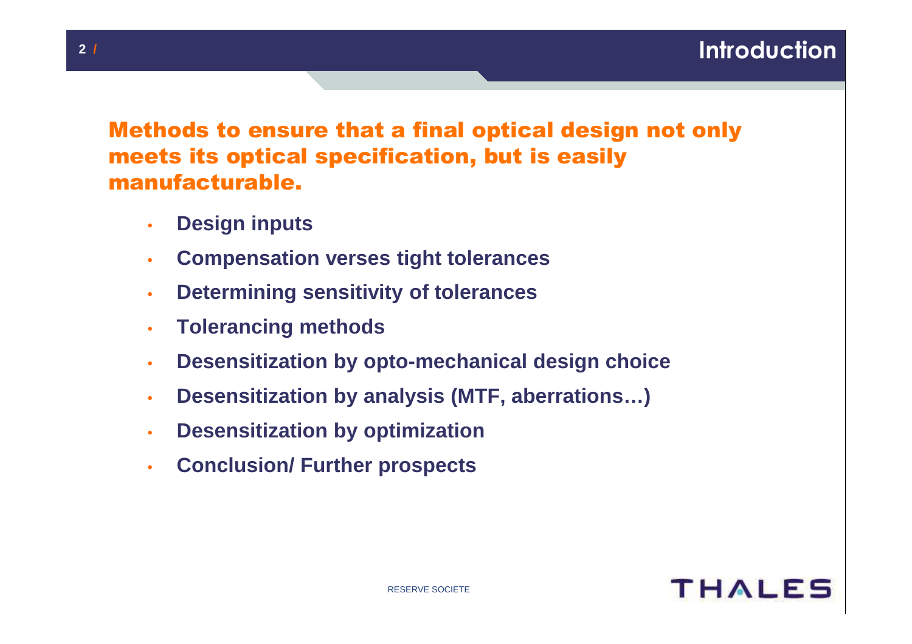# Introduction

## Methods to ensure that a final optical design not only meets its optical specification, but is easily manufacturable.

- **Design inputs**
- **Compensation verses tight tolerances**
- **Determining sensitivity of tolerances**
- **Tolerancing methods**
- **Desensitization by opto-mechanical design choice**
- **Desensitization by analysis (MTF, aberrations…)**
- **Desensitization by optimization**
- **Conclusion/ Further prospects**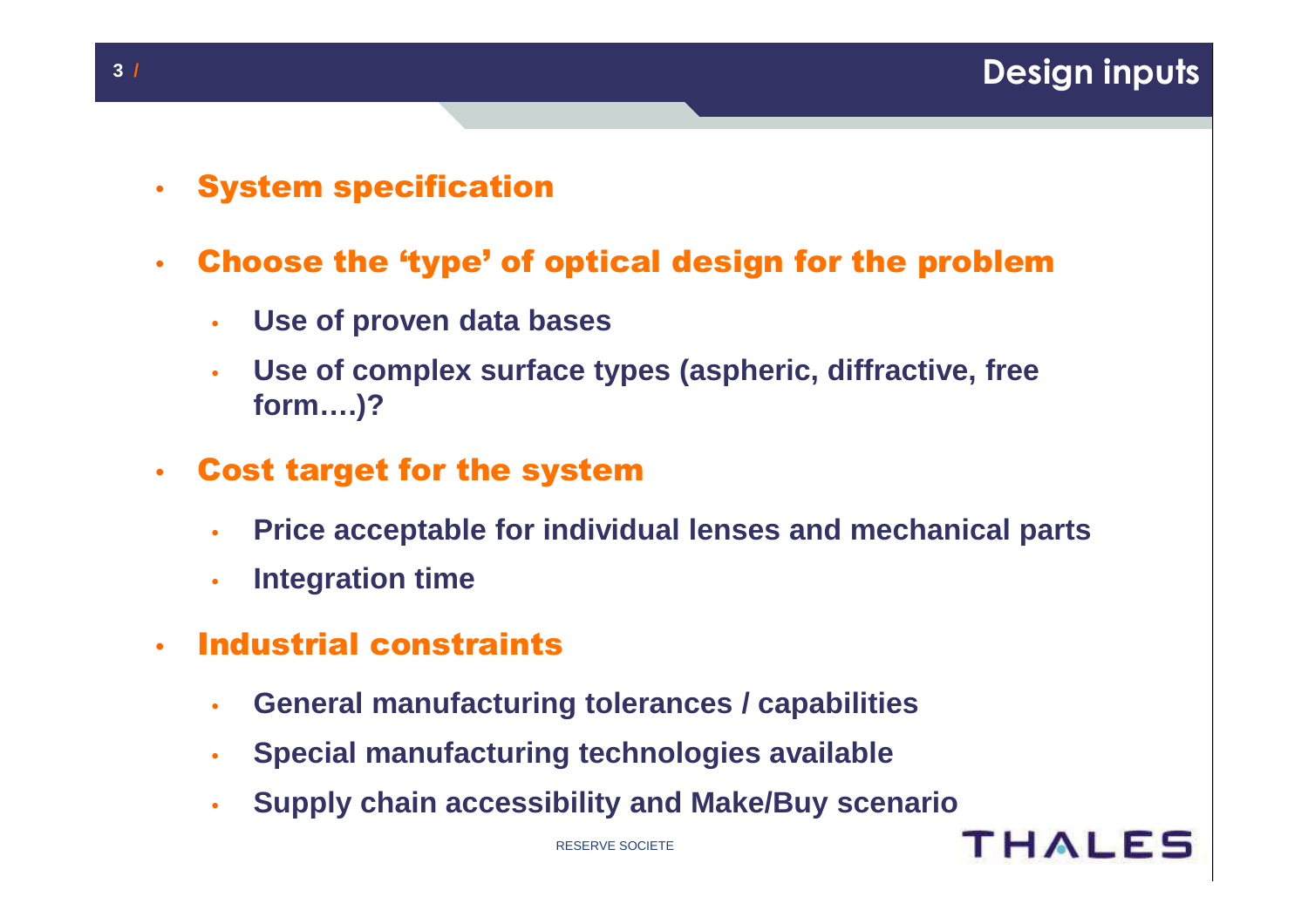# Design inputs

- **System specification**
- **Choose the 'type' of optical design for the problem**
  - **Use of proven data bases**
  - **Use of complex surface types (aspheric, diffractive, free form….)?**
- **Cost target for the system**
  - **Price acceptable for individual lenses and mechanical parts**
  - **Integration time**
- **Industrial constraints**
  - **General manufacturing tolerances / capabilities**
  - **Special manufacturing technologies available**
  - **Supply chain accessibility and Make/Buy scenario**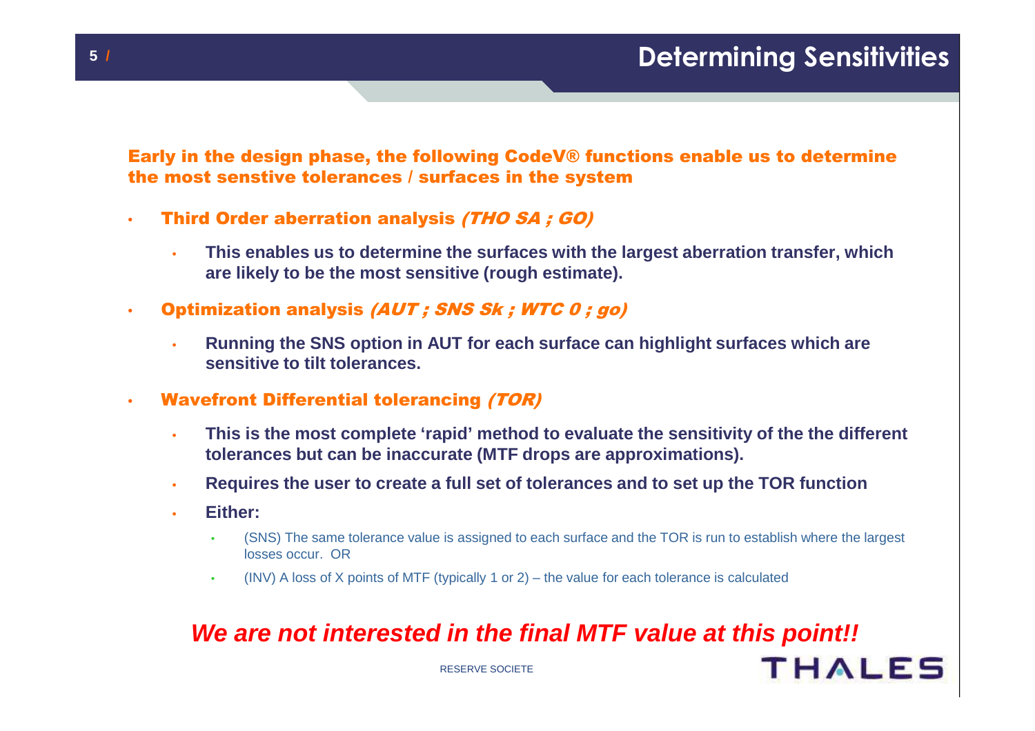# Determining Sensitivities

**Early in the design phase, the following CodeV® functions enable us to determine the most senstive tolerances / surfaces in the system**

- **Third Order aberration analysis** *(THO SA ; GO)*
  - **This enables us to determine the surfaces with the largest aberration transfer, which are likely to be the most sensitive (rough estimate).**
- **Optimization analysis** *(AUT ; SNS Sk ; WTC 0 ; go)*
  - **Running the SNS option in AUT for each surface can highlight surfaces which are sensitive to tilt tolerances.**
- **Wavefront Differential tolerancing** *(TOR)*
  - **This is the most complete 'rapid' method to evaluate the sensitivity of the the different tolerances but can be inaccurate (MTF drops are approximations).**
  - **Requires the user to create a full set of tolerances and to set up the TOR function**
  - **Either:**
    - (SNS) The same tolerance value is assigned to each surface and the TOR is run to establish where the largest losses occur. OR
    - (INV) A loss of X points of MTF (typically 1 or 2) – the value for each tolerance is calculated

***We are not interested in the final MTF value at this point!!***

RESERVE SOCIETE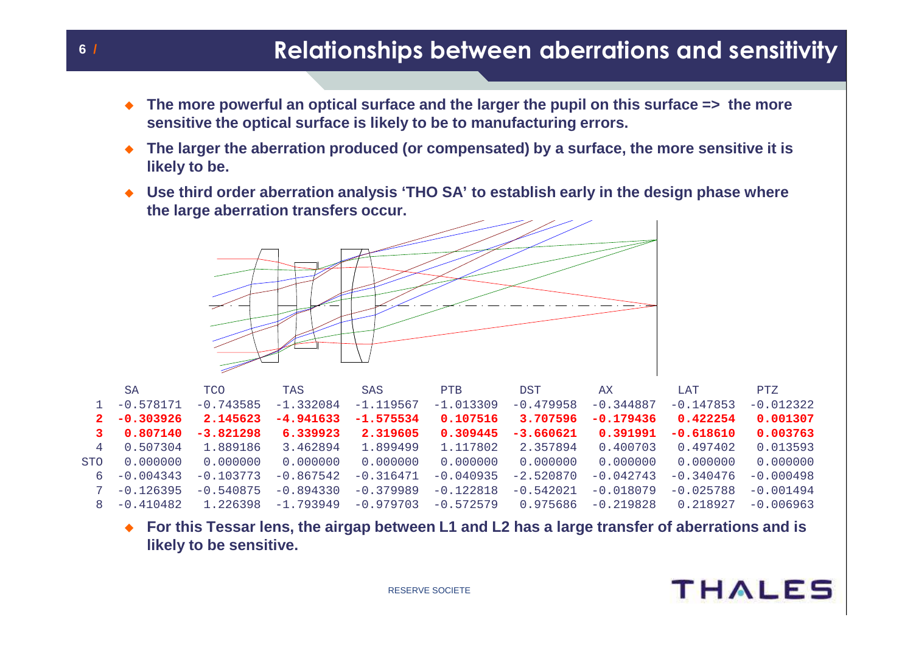## Relationships between aberrations and sensitivity

- **The more powerful an optical surface and the larger the pupil on this surface => the more sensitive the optical surface is likely to be to manufacturing errors.**
- **The larger the aberration produced (or compensated) by a surface, the more sensitive it is likely to be.**
- **Use third order aberration analysis 'THO SA' to establish early in the design phase where the large aberration transfers occur.**

| | SA | TCO | TAS | SAS | PTB | DST | AX | LAT | PTZ |
|---|---|---|---|---|---|---|---|---|---|
| 1 | -0.578171 | -0.743585 | -1.332084 | -1.119567 | -1.013309 | -0.479958 | -0.344887 | -0.147853 | -0.012322 |
| **2** | **-0.303926** | **2.145623** | **-4.941633** | **-1.575534** | **0.107516** | **3.707596** | **-0.179436** | **0.422254** | **0.001307** |
| **3** | **0.807140** | **-3.821298** | **6.339923** | **2.319605** | **0.309445** | **-3.660621** | **0.391991** | **-0.618610** | **0.003763** |
| 4 | 0.507304 | 1.889186 | 3.462894 | 1.899499 | 1.117802 | 2.357894 | 0.400703 | 0.497402 | 0.013593 |
| STO | 0.000000 | 0.000000 | 0.000000 | 0.000000 | 0.000000 | 0.000000 | 0.000000 | 0.000000 | 0.000000 |
| 6 | -0.004343 | -0.103773 | -0.867542 | -0.316471 | -0.040935 | -2.520870 | -0.042743 | -0.340476 | -0.000498 |
| 7 | -0.126395 | -0.540875 | -0.894330 | -0.379989 | -0.122818 | -0.542021 | -0.018079 | -0.025788 | -0.001494 |
| 8 | -0.410482 | 1.226398 | -1.793949 | -0.979703 | -0.572579 | 0.975686 | -0.219828 | 0.218927 | -0.006963 |

- **For this Tessar lens, the airgap between L1 and L2 has a large transfer of aberrations and is likely to be sensitive.**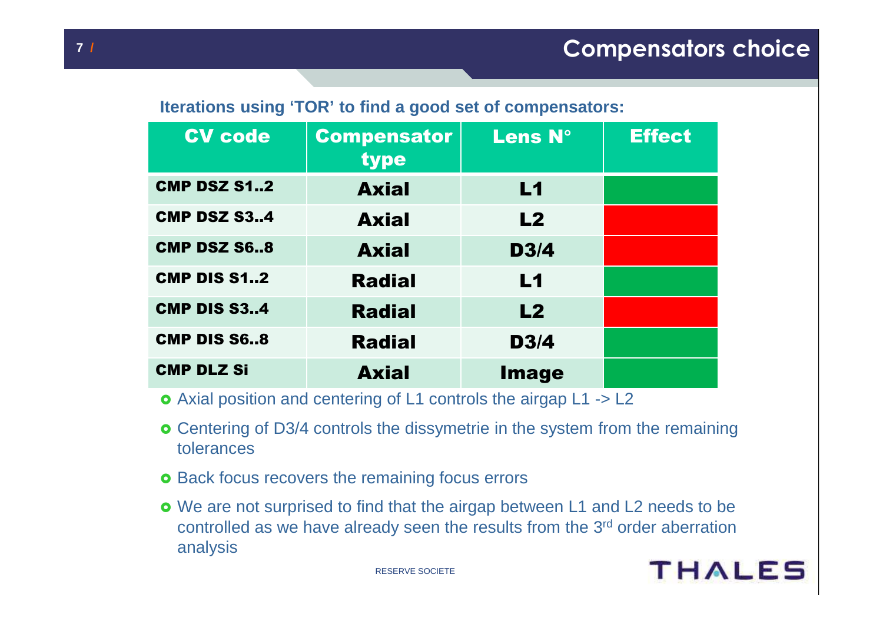# Compensators choice

**Iterations using 'TOR' to find a good set of compensators:**

| CV code | Compensator type | Lens N° | Effect |
|---|---|---|---|
| CMP DSZ S1..2 | Axial | L1 | |
| CMP DSZ S3..4 | Axial | L2 | |
| CMP DSZ S6..8 | Axial | D3/4 | |
| CMP DIS S1..2 | Radial | L1 | |
| CMP DIS S3..4 | Radial | L2 | |
| CMP DIS S6..8 | Radial | D3/4 | |
| CMP DLZ Si | Axial | Image | |

- Axial position and centering of L1 controls the airgap L1 -> L2
- Centering of D3/4 controls the dissymetrie in the system from the remaining tolerances
- Back focus recovers the remaining focus errors
- We are not surprised to find that the airgap between L1 and L2 needs to be controlled as we have already seen the results from the 3rd order aberration analysis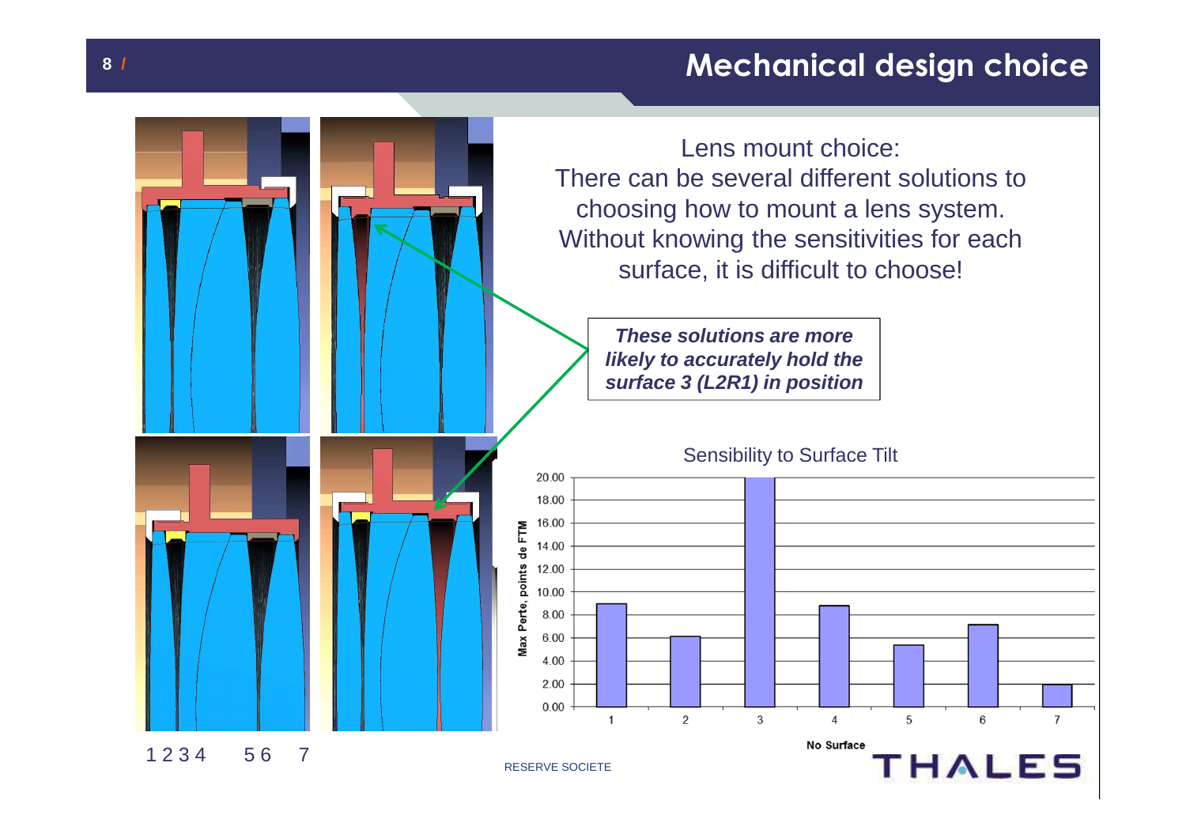# Mechanical design choice

Lens mount choice:
There can be several different solutions to choosing how to mount a lens system. Without knowing the sensitivities for each surface, it is difficult to choose!

***These solutions are more likely to accurately hold the surface 3 (L2R1) in position***

Sensibility to Surface Tilt

| No Surface | Max Perte, points de FTM |
|---|---|
| 1 | 9.00 |
| 2 | 6.10 |
| 3 | 20.00 |
| 4 | 8.80 |
| 5 | 5.40 |
| 6 | 7.10 |
| 7 | 1.90 |

1 2 3 4 5 6 7

RESERVE SOCIETE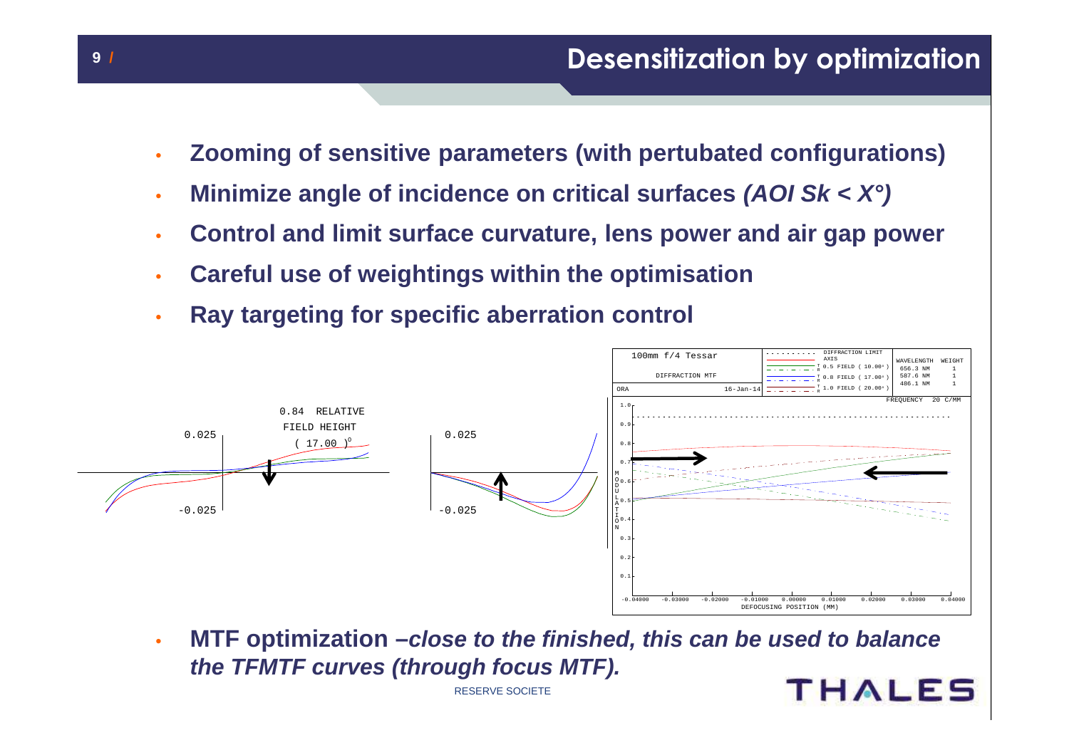# Desensitization by optimization

- **Zooming of sensitive parameters (with pertubated configurations)**
- **Minimize angle of incidence on critical surfaces *(AOI Sk < X°)***
- **Control and limit surface curvature, lens power and air gap power**
- **Careful use of weightings within the optimisation**
- **Ray targeting for specific aberration control**

- **MTF optimization –*close to the finished, this can be used to balance the TFMTF curves (through focus MTF).***

RESERVE SOCIETE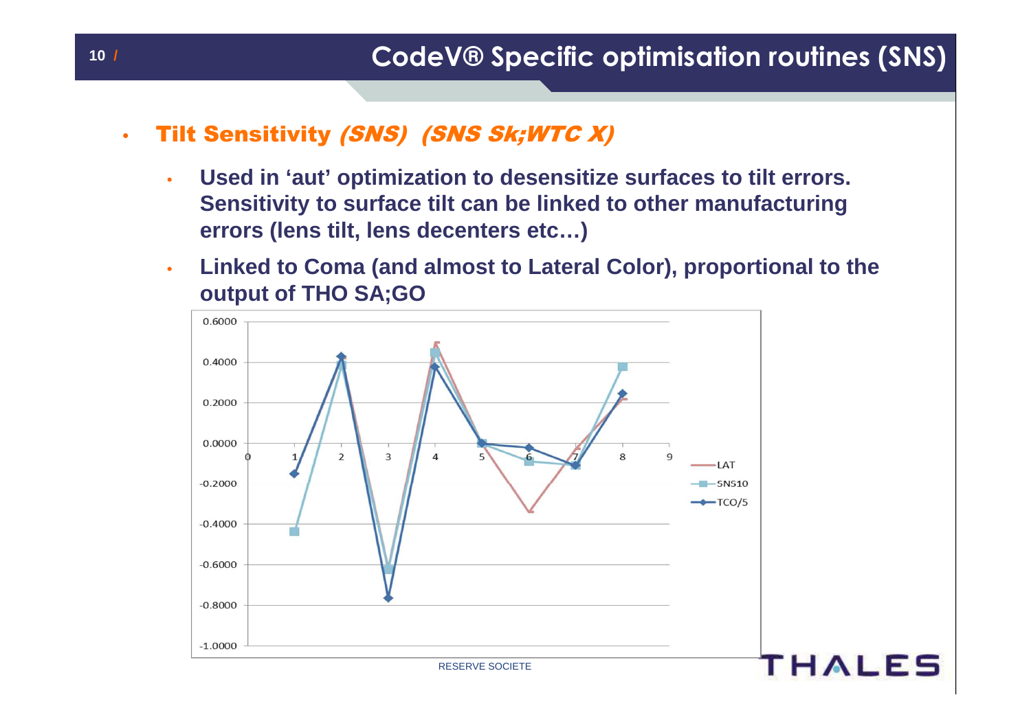## CodeV® Specific optimisation routines (SNS)

- **Tilt Sensitivity *(SNS) (SNS Sk;WTC X)***
  - **Used in 'aut' optimization to desensitize surfaces to tilt errors. Sensitivity to surface tilt can be linked to other manufacturing errors (lens tilt, lens decenters etc…)**
  - **Linked to Coma (and almost to Lateral Color), proportional to the output of THO SA;GO**

RESERVE SOCIETE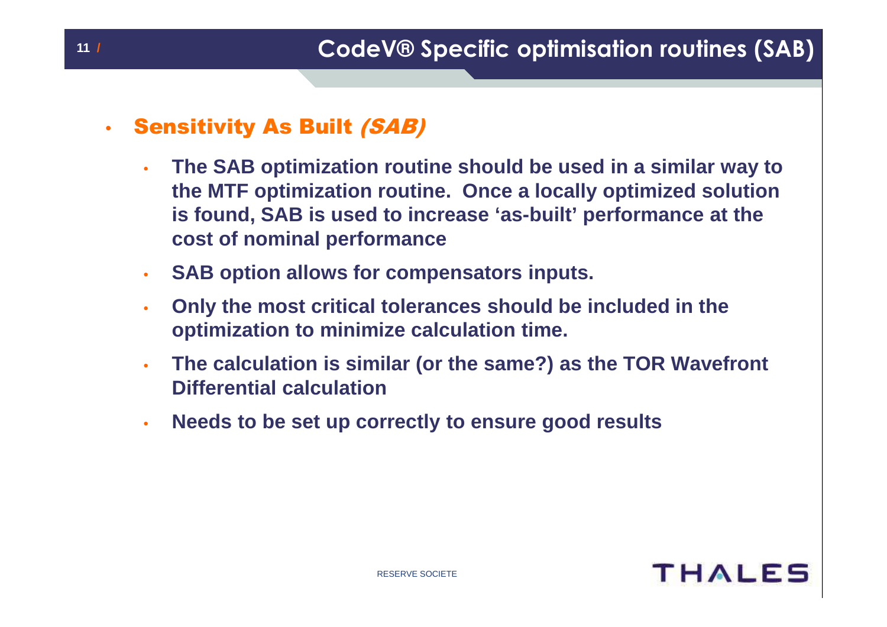# CodeV® Specific optimisation routines (SAB)

- **Sensitivity As Built *(SAB)***
  - **The SAB optimization routine should be used in a similar way to the MTF optimization routine. Once a locally optimized solution is found, SAB is used to increase 'as-built' performance at the cost of nominal performance**
  - **SAB option allows for compensators inputs.**
  - **Only the most critical tolerances should be included in the optimization to minimize calculation time.**
  - **The calculation is similar (or the same?) as the TOR Wavefront Differential calculation**
  - **Needs to be set up correctly to ensure good results**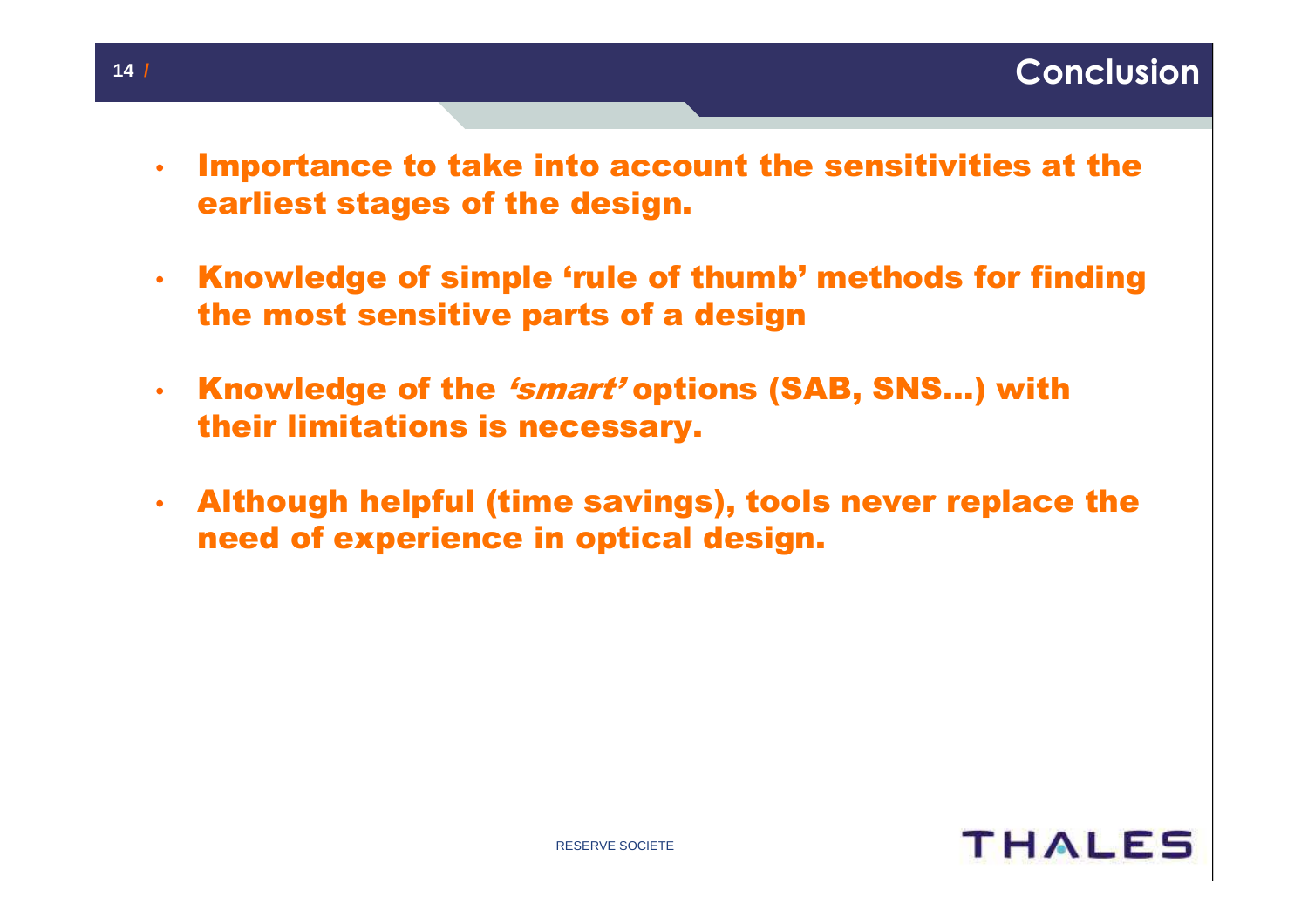# Conclusion

- **Importance to take into account the sensitivities at the earliest stages of the design.**
- **Knowledge of simple 'rule of thumb' methods for finding the most sensitive parts of a design**
- **Knowledge of the *'smart'* options (SAB, SNS…) with their limitations is necessary.**
- **Although helpful (time savings), tools never replace the need of experience in optical design.**

RESERVE SOCIETE

THALES